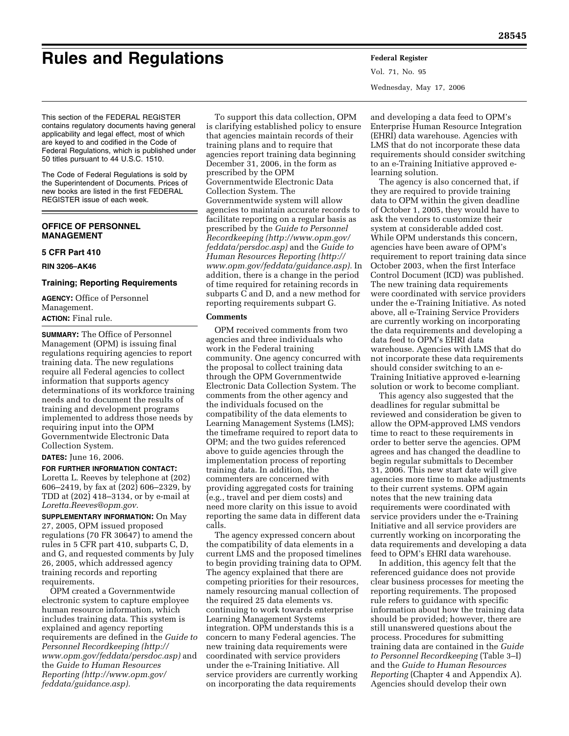# Rules and Regulations

This section of the FEDERAL REGISTER contains regulatory documents having general applicability and legal effect, most of which are keyed to and codified in the Code of Federal Regulations, which is published under 50 titles pursuant to 44 U.S.C. 1510.

The Code of Federal Regulations is sold by the Superintendent of Documents. Prices of new books are listed in the first FEDERAL REGISTER issue of each week.

## OFFICE OF PERSONNEL MANAGEMENT

### 5 CFR Part 410

**RIN 3206–AK46**

### Training; Reporting Requirements

**AGENCY:** Office of Personnel Management.

**ACTION:** Final rule.

**SUMMARY:** The Office of Personnel Management (OPM) is issuing final regulations requiring agencies to report training data. The new regulations require all Federal agencies to collect information that supports agency determinations of its workforce training needs and to document the results of training and development programs implemented to address those needs by requiring input into the OPM Governmentwide Electronic Data Collection System.

**DATES:** June 16, 2006.

**FOR FURTHER INFORMATION CONTACT:** Loretta L. Reeves by telephone at (202) 606–2419, by fax at (202) 606–2329, by TDD at (202) 418–3134, or by e-mail at *Loretta.Reeves@opm.gov*.

**SUPPLEMENTARY INFORMATION:** On May 27, 2005, OPM issued proposed regulations (70 FR 30647) to amend the rules in 5 CFR part 410, subparts C, D, and G, and requested comments by July 26, 2005, which addressed agency training records and reporting requirements.

OPM created a Governmentwide electronic system to capture employee human resource information, which includes training data. This system is explained and agency reporting requirements are defined in the *Guide to Personnel Recordkeeping (http://www.opm.gov/feddata/persdoc.asp)* and the *Guide to Human Resources Reporting (http://www.opm.gov/feddata/guidance.asp).*

To support this data collection, OPM is clarifying established policy to ensure that agencies maintain records of their training plans and to require that agencies report training data beginning December 31, 2006, in the form as prescribed by the OPM Governmentwide Electronic Data Collection System. The Governmentwide system will allow agencies to maintain accurate records to facilitate reporting on a regular basis as prescribed by the *Guide to Personnel Recordkeeping (http://www.opm.gov/feddata/persdoc.asp)* and the *Guide to Human Resources Reporting (http://www.opm.gov/feddata/guidance.asp).* In addition, there is a change in the period of time required for retaining records in subparts C and D, and a new method for reporting requirements subpart G.

**Comments**

OPM received comments from two agencies and three individuals who work in the Federal training community. One agency concurred with the proposal to collect training data through the OPM Governmentwide Electronic Data Collection System. The comments from the other agency and the individuals focused on the compatibility of the data elements to Learning Management Systems (LMS); the timeframe required to report data to OPM; and the two guides referenced above to guide agencies through the implementation process of reporting training data. In addition, the commenters are concerned with providing aggregated costs for training (e.g., travel and per diem costs) and need more clarity on this issue to avoid reporting the same data in different data calls.

The agency expressed concern about the compatibility of data elements in a current LMS and the proposed timelines to begin providing training data to OPM. The agency explained that there are competing priorities for their resources, namely resourcing manual collection of the required 25 data elements vs. continuing to work towards enterprise Learning Management Systems integration. OPM understands this is a concern to many Federal agencies. The new training data requirements were coordinated with service providers under the e-Training Initiative. All service providers are currently working on incorporating the data requirements and developing a data feed to OPM's Enterprise Human Resource Integration (EHRI) data warehouse. Agencies with LMS that do not incorporate these data requirements should consider switching to an e-Training Initiative approved e-learning solution.

The agency is also concerned that, if they are required to provide training data to OPM within the given deadline of October 1, 2005, they would have to ask the vendors to customize their system at considerable added cost. While OPM understands this concern, agencies have been aware of OPM's requirement to report training data since October 2003, when the first Interface Control Document (ICD) was published. The new training data requirements were coordinated with service providers under the e-Training Initiative. As noted above, all e-Training Service Providers are currently working on incorporating the data requirements and developing a data feed to OPM's EHRI data warehouse. Agencies with LMS that do not incorporate these data requirements should consider switching to an e-Training Initiative approved e-learning solution or work to become compliant.

This agency also suggested that the deadlines for regular submittal be reviewed and consideration be given to allow the OPM-approved LMS vendors time to react to these requirements in order to better serve the agencies. OPM agrees and has changed the deadline to begin regular submittals to December 31, 2006. This new start date will give agencies more time to make adjustments to their current systems. OPM again notes that the new training data requirements were coordinated with service providers under the e-Training Initiative and all service providers are currently working on incorporating the data requirements and developing a data feed to OPM's EHRI data warehouse.

In addition, this agency felt that the referenced guidance does not provide clear business processes for meeting the reporting requirements. The proposed rule refers to guidance with specific information about how the training data should be provided; however, there are still unanswered questions about the process. Procedures for submitting training data are contained in the *Guide to Personnel Recordkeeping* (Table 3–I) and the *Guide to Human Resources Reporting* (Chapter 4 and Appendix A). Agencies should develop their own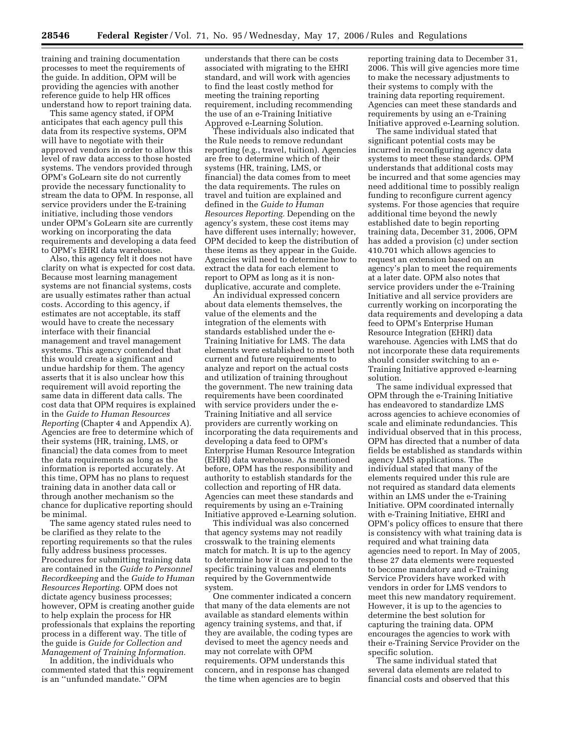training and training documentation processes to meet the requirements of the guide. In addition, OPM will be providing the agencies with another reference guide to help HR offices understand how to report training data.

This same agency stated, if OPM anticipates that each agency pull this data from its respective systems, OPM will have to negotiate with their approved vendors in order to allow this level of raw data access to those hosted systems. The vendors provided through OPM's GoLearn site do not currently provide the necessary functionality to stream the data to OPM. In response, all service providers under the E-training initiative, including those vendors under OPM's GoLearn site are currently working on incorporating the data requirements and developing a data feed to OPM's EHRI data warehouse.

Also, this agency felt it does not have clarity on what is expected for cost data. Because most learning management systems are not financial systems, costs are usually estimates rather than actual costs. According to this agency, if estimates are not acceptable, its staff would have to create the necessary interface with their financial management and travel management systems. This agency contended that this would create a significant and undue hardship for them. The agency asserts that it is also unclear how this requirement will avoid reporting the same data in different data calls. The cost data that OPM requires is explained in the *Guide to Human Resources Reporting* (Chapter 4 and Appendix A). Agencies are free to determine which of their systems (HR, training, LMS, or financial) the data comes from to meet the data requirements as long as the information is reported accurately. At this time, OPM has no plans to request training data in another data call or through another mechanism so the chance for duplicative reporting should be minimal.

The same agency stated rules need to be clarified as they relate to the reporting requirements so that the rules fully address business processes. Procedures for submitting training data are contained in the *Guide to Personnel Recordkeeping* and the *Guide to Human Resources Reporting.* OPM does not dictate agency business processes; however, OPM is creating another guide to help explain the process for HR professionals that explains the reporting process in a different way. The title of the guide is *Guide for Collection and Management of Training Information.*

In addition, the individuals who commented stated that this requirement is an ''unfunded mandate.'' OPM understands that there can be costs associated with migrating to the EHRI standard, and will work with agencies to find the least costly method for meeting the training reporting requirement, including recommending the use of an e-Training Initiative Approved e-Learning Solution.

These individuals also indicated that the Rule needs to remove redundant reporting (e.g., travel, tuition). Agencies are free to determine which of their systems (HR, training, LMS, or financial) the data comes from to meet the data requirements. The rules on travel and tuition are explained and defined in the *Guide to Human Resources Reporting.* Depending on the agency's system, these cost items may have different uses internally; however, OPM decided to keep the distribution of these items as they appear in the Guide. Agencies will need to determine how to extract the data for each element to report to OPM as long as it is non-duplicative, accurate and complete.

An individual expressed concern about data elements themselves, the value of the elements and the integration of the elements with standards established under the e-Training Initiative for LMS. The data elements were established to meet both current and future requirements to analyze and report on the actual costs and utilization of training throughout the government. The new training data requirements have been coordinated with service providers under the e-Training Initiative and all service providers are currently working on incorporating the data requirements and developing a data feed to OPM's Enterprise Human Resource Integration (EHRI) data warehouse. As mentioned before, OPM has the responsibility and authority to establish standards for the collection and reporting of HR data. Agencies can meet these standards and requirements by using an e-Training Initiative approved e-Learning solution.

This individual was also concerned that agency systems may not readily crosswalk to the training elements match for match. It is up to the agency to determine how it can respond to the specific training values and elements required by the Governmentwide system.

One commenter indicated a concern that many of the data elements are not available as standard elements within agency training systems, and that, if they are available, the coding types are devised to meet the agency needs and may not correlate with OPM requirements. OPM understands this concern, and in response has changed the time when agencies are to begin reporting training data to December 31, 2006. This will give agencies more time to make the necessary adjustments to their systems to comply with the training data reporting requirement. Agencies can meet these standards and requirements by using an e-Training Initiative approved e-Learning solution.

The same individual stated that significant potential costs may be incurred in reconfiguring agency data systems to meet these standards. OPM understands that additional costs may be incurred and that some agencies may need additional time to possibly realign funding to reconfigure current agency systems. For those agencies that require additional time beyond the newly established date to begin reporting training data, December 31, 2006, OPM has added a provision (c) under section 410.701 which allows agencies to request an extension based on an agency's plan to meet the requirements at a later date. OPM also notes that service providers under the e-Training Initiative and all service providers are currently working on incorporating the data requirements and developing a data feed to OPM's Enterprise Human Resource Integration (EHRI) data warehouse. Agencies with LMS that do not incorporate these data requirements should consider switching to an e-Training Initiative approved e-learning solution.

The same individual expressed that OPM through the e-Training Initiative has endeavored to standardize LMS across agencies to achieve economies of scale and eliminate redundancies. This individual observed that in this process, OPM has directed that a number of data fields be established as standards within agency LMS applications. The individual stated that many of the elements required under this rule are not required as standard data elements within an LMS under the e-Training Initiative. OPM coordinated internally with e-Training Initiative, EHRI and OPM's policy offices to ensure that there is consistency with what training data is required and what training data agencies need to report. In May of 2005, these 27 data elements were requested to become mandatory and e-Training Service Providers have worked with vendors in order for LMS vendors to meet this new mandatory requirement. However, it is up to the agencies to determine the best solution for capturing the training data. OPM encourages the agencies to work with their e-Training Service Provider on the specific solution.

The same individual stated that several data elements are related to financial costs and observed that this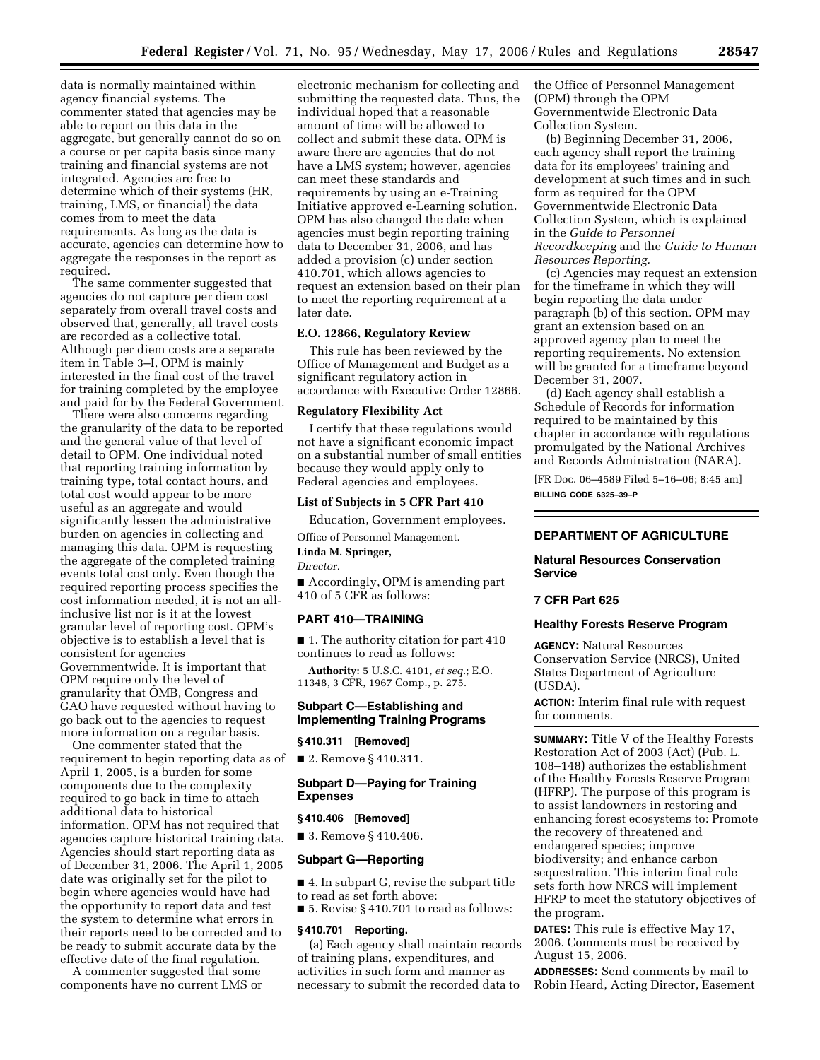data is normally maintained within agency financial systems. The commenter stated that agencies may be able to report on this data in the aggregate, but generally cannot do so on a course or per capita basis since many training and financial systems are not integrated. Agencies are free to determine which of their systems (HR, training, LMS, or financial) the data comes from to meet the data requirements. As long as the data is accurate, agencies can determine how to aggregate the responses in the report as required.

The same commenter suggested that agencies do not capture per diem cost separately from overall travel costs and observed that, generally, all travel costs are recorded as a collective total. Although per diem costs are a separate item in Table 3–I, OPM is mainly interested in the final cost of the travel for training completed by the employee and paid for by the Federal Government.

There were also concerns regarding the granularity of the data to be reported and the general value of that level of detail to OPM. One individual noted that reporting training information by training type, total contact hours, and total cost would appear to be more useful as an aggregate and would significantly lessen the administrative burden on agencies in collecting and managing this data. OPM is requesting the aggregate of the completed training events total cost only. Even though the required reporting process specifies the cost information needed, it is not an all-inclusive list nor is it at the lowest granular level of reporting cost. OPM's objective is to establish a level that is consistent for agencies Governmentwide. It is important that OPM require only the level of granularity that OMB, Congress and GAO have requested without having to go back out to the agencies to request more information on a regular basis.

One commenter stated that the requirement to begin reporting data as of April 1, 2005, is a burden for some components due to the complexity required to go back in time to attach additional data to historical information. OPM has not required that agencies capture historical training data. Agencies should start reporting data as of December 31, 2006. The April 1, 2005 date was originally set for the pilot to begin where agencies would have had the opportunity to report data and test the system to determine what errors in their reports need to be corrected and to be ready to submit accurate data by the effective date of the final regulation.

A commenter suggested that some components have no current LMS or electronic mechanism for collecting and submitting the requested data. Thus, the individual hoped that a reasonable amount of time will be allowed to collect and submit these data. OPM is aware there are agencies that do not have a LMS system; however, agencies can meet these standards and requirements by using an e-Training Initiative approved e-Learning solution. OPM has also changed the date when agencies must begin reporting training data to December 31, 2006, and has added a provision (c) under section 410.701, which allows agencies to request an extension based on their plan to meet the reporting requirement at a later date.

### E.O. 12866, Regulatory Review

This rule has been reviewed by the Office of Management and Budget as a significant regulatory action in accordance with Executive Order 12866.

### Regulatory Flexibility Act

I certify that these regulations would not have a significant economic impact on a substantial number of small entities because they would apply only to Federal agencies and employees.

### List of Subjects in 5 CFR Part 410

Education, Government employees.

Office of Personnel Management.

**Linda M. Springer,**

*Director.*

■ Accordingly, OPM is amending part 410 of 5 CFR as follows:

## PART 410—TRAINING

■ 1. The authority citation for part 410 continues to read as follows:

**Authority:** 5 U.S.C. 4101, *et seq.*; E.O. 11348, 3 CFR, 1967 Comp., p. 275.

### Subpart C—Establishing and Implementing Training Programs

#### § 410.311 [Removed]

■ 2. Remove § 410.311.

### Subpart D—Paying for Training Expenses

#### § 410.406 [Removed]

■ 3. Remove § 410.406.

### Subpart G—Reporting

■ 4. In subpart G, revise the subpart title to read as set forth above:

■ 5. Revise § 410.701 to read as follows:

#### § 410.701 Reporting.

(a) Each agency shall maintain records of training plans, expenditures, and activities in such form and manner as necessary to submit the recorded data to the Office of Personnel Management (OPM) through the OPM Governmentwide Electronic Data Collection System.

(b) Beginning December 31, 2006, each agency shall report the training data for its employees' training and development at such times and in such form as required for the OPM Governmentwide Electronic Data Collection System, which is explained in the *Guide to Personnel Recordkeeping* and the *Guide to Human Resources Reporting.*

(c) Agencies may request an extension for the timeframe in which they will begin reporting the data under paragraph (b) of this section. OPM may grant an extension based on an approved agency plan to meet the reporting requirements. No extension will be granted for a timeframe beyond December 31, 2007.

(d) Each agency shall establish a Schedule of Records for information required to be maintained by this chapter in accordance with regulations promulgated by the National Archives and Records Administration (NARA).

[FR Doc. 06–4589 Filed 5–16–06; 8:45 am]

**BILLING CODE 6325–39–P**

---

## DEPARTMENT OF AGRICULTURE

### Natural Resources Conservation Service

### 7 CFR Part 625

### Healthy Forests Reserve Program

**AGENCY:** Natural Resources Conservation Service (NRCS), United States Department of Agriculture (USDA).

**ACTION:** Interim final rule with request for comments.

**SUMMARY:** Title V of the Healthy Forests Restoration Act of 2003 (Act) (Pub. L. 108–148) authorizes the establishment of the Healthy Forests Reserve Program (HFRP). The purpose of this program is to assist landowners in restoring and enhancing forest ecosystems to: Promote the recovery of threatened and endangered species; improve biodiversity; and enhance carbon sequestration. This interim final rule sets forth how NRCS will implement HFRP to meet the statutory objectives of the program.

**DATES:** This rule is effective May 17, 2006. Comments must be received by August 15, 2006.

**ADDRESSES:** Send comments by mail to Robin Heard, Acting Director, Easement